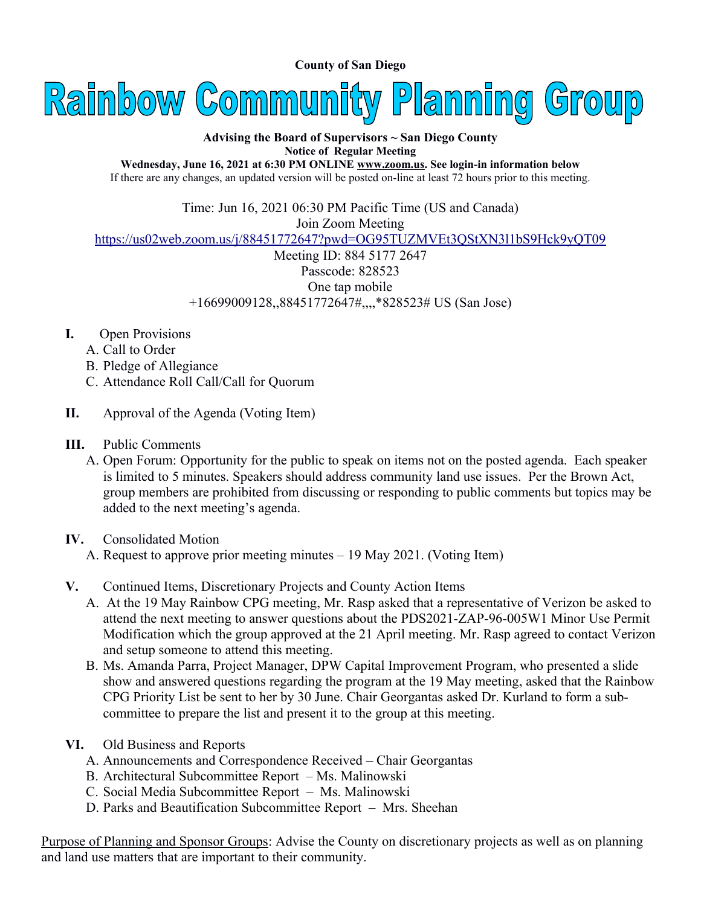**County of San Diego**

# Rainbow Community Planning Group

**Advising the Board of Supervisors ~ San Diego County**
**Notice of Regular Meeting**
**Wednesday, June 16, 2021 at 6:30 PM ONLINE www.zoom.us. See login-in information below**
If there are any changes, an updated version will be posted on-line at least 72 hours prior to this meeting.

Time: Jun 16, 2021 06:30 PM Pacific Time (US and Canada)
Join Zoom Meeting
https://us02web.zoom.us/j/88451772647?pwd=OG95TUZMVEt3QStXN3l1bS9Hck9yQT09
Meeting ID: 884 5177 2647
Passcode: 828523
One tap mobile
+16699009128,,88451772647#,,,,*828523# US (San Jose)

**I.** Open Provisions
- A. Call to Order
- B. Pledge of Allegiance
- C. Attendance Roll Call/Call for Quorum

**II.** Approval of the Agenda (Voting Item)

**III.** Public Comments
- A. Open Forum: Opportunity for the public to speak on items not on the posted agenda. Each speaker is limited to 5 minutes. Speakers should address community land use issues. Per the Brown Act, group members are prohibited from discussing or responding to public comments but topics may be added to the next meeting's agenda.

**IV.** Consolidated Motion
- A. Request to approve prior meeting minutes – 19 May 2021. (Voting Item)

**V.** Continued Items, Discretionary Projects and County Action Items
- A. At the 19 May Rainbow CPG meeting, Mr. Rasp asked that a representative of Verizon be asked to attend the next meeting to answer questions about the PDS2021-ZAP-96-005W1 Minor Use Permit Modification which the group approved at the 21 April meeting. Mr. Rasp agreed to contact Verizon and setup someone to attend this meeting.
- B. Ms. Amanda Parra, Project Manager, DPW Capital Improvement Program, who presented a slide show and answered questions regarding the program at the 19 May meeting, asked that the Rainbow CPG Priority List be sent to her by 30 June. Chair Georgantas asked Dr. Kurland to form a sub-committee to prepare the list and present it to the group at this meeting.

**VI.** Old Business and Reports
- A. Announcements and Correspondence Received – Chair Georgantas
- B. Architectural Subcommittee Report – Ms. Malinowski
- C. Social Media Subcommittee Report – Ms. Malinowski
- D. Parks and Beautification Subcommittee Report – Mrs. Sheehan

Purpose of Planning and Sponsor Groups: Advise the County on discretionary projects as well as on planning and land use matters that are important to their community.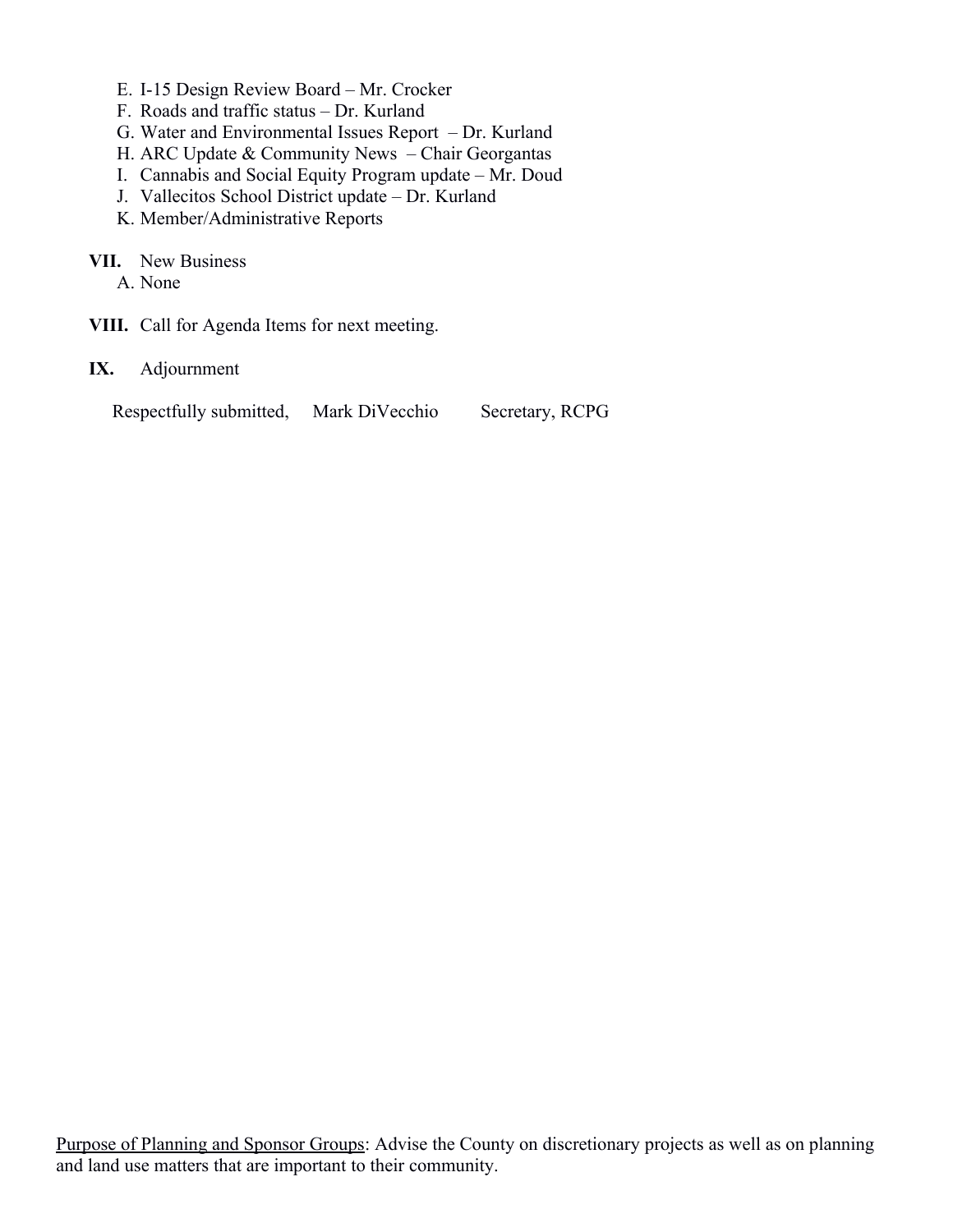E. I-15 Design Review Board – Mr. Crocker
F. Roads and traffic status – Dr. Kurland
G. Water and Environmental Issues Report – Dr. Kurland
H. ARC Update & Community News – Chair Georgantas
I. Cannabis and Social Equity Program update – Mr. Doud
J. Vallecitos School District update – Dr. Kurland
K. Member/Administrative Reports

**VII.** New Business

A. None

**VIII.** Call for Agenda Items for next meeting.

**IX.** Adjournment

Respectfully submitted, Mark DiVecchio Secretary, RCPG

<u>Purpose of Planning and Sponsor Groups</u>: Advise the County on discretionary projects as well as on planning and land use matters that are important to their community.